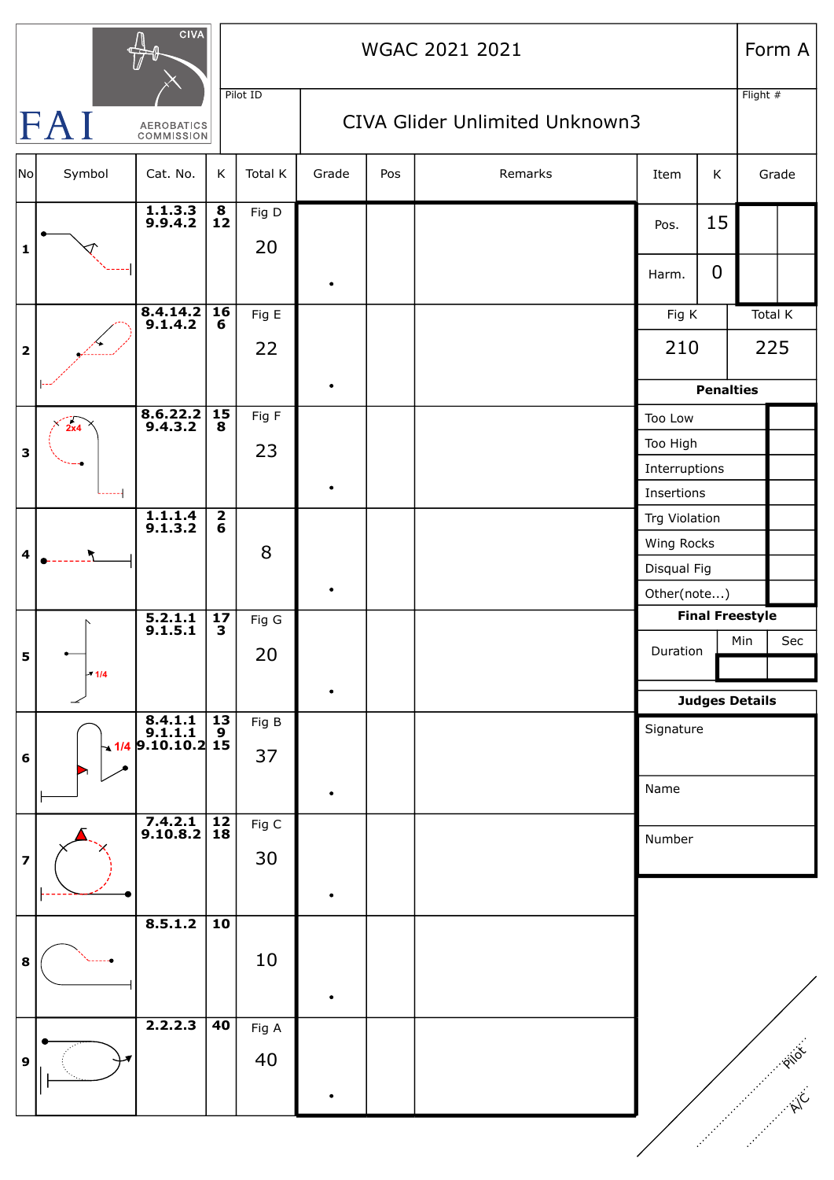# WGAC 2021 2021

**Form A**

FAI AEROBATICS COMMISSION — CIVA

Pilot ID

## CIVA Glider Unlimited Unknown3

Flight #

| No | Symbol | Cat. No. | K | Total K | Grade | Pos | Remarks |
|---|---|---|---|---|---|---|---|
| 1 | | 1.1.3.3<br>9.9.4.2 | 8<br>12 | Fig D<br>20 | | | |
| 2 | | 8.4.14.2<br>9.1.4.2 | 16<br>6 | Fig E<br>22 | | | |
| 3 | 2x4 | 8.6.22.2<br>9.4.3.2 | 15<br>8 | Fig F<br>23 | | | |
| 4 | | 1.1.1.4<br>9.1.3.2 | 2<br>6 | 8 | | | |
| 5 | 1/4 | 5.2.1.1<br>9.1.5.1 | 17<br>3 | Fig G<br>20 | | | |
| 6 | 1/4 | 8.4.1.1<br>9.1.1.1<br>9.10.10.2 | 13<br>9<br>15 | Fig B<br>37 | | | |
| 7 | | 7.4.2.1<br>9.10.8.2 | 12<br>18 | Fig C<br>30 | | | |
| 8 | | 8.5.1.2 | 10 | 10 | | | |
| 9 | | 2.2.2.3 | 40 | Fig A<br>40 | | | |

| Item | K | Grade |
|---|---|---|
| Pos. | 15 | |
| Harm. | 0 | |

| Fig K | Total K |
|---|---|
| 210 | 225 |

**Penalties**

| | |
|---|---|
| Too Low | |
| Too High | |
| Interruptions | |
| Insertions | |
| Trg Violation | |
| Wing Rocks | |
| Disqual Fig | |
| Other(note...) | |

**Final Freestyle**

| | Min | Sec |
|---|---|---|
| Duration | | |

**Judges Details**

Signature

Name

Number

Pilot

A/C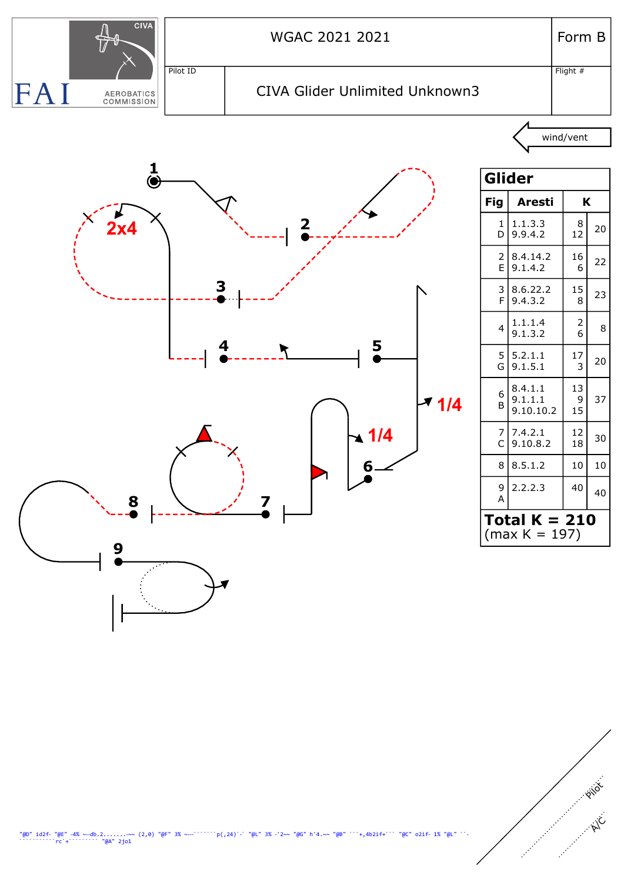| WGAC 2021 2021 | Form B |
|---|---|
| Pilot ID: CIVA Glider Unlimited Unknown3 | Flight # |

FAI CIVA AEROBATICS COMMISSION

wind/vent

## Glider

| Fig | Aresti | K | |
|---|---|---|---|
| 1<br>D | 1.1.3.3<br>9.9.4.2 | 8<br>12 | 20 |
| 2<br>E | 8.4.14.2<br>9.1.4.2 | 16<br>6 | 22 |
| 3<br>F | 8.6.22.2<br>9.4.3.2 | 15<br>8 | 23 |
| 4 | 1.1.1.4<br>9.1.3.2 | 2<br>6 | 8 |
| 5<br>G | 5.2.1.1<br>9.1.5.1 | 17<br>3 | 20 |
| 6<br>B | 8.4.1.1<br>9.1.1.1<br>9.10.10.2 | 13<br>9<br>15 | 37 |
| 7<br>C | 7.4.2.1<br>9.10.8.2 | 12<br>18 | 30 |
| 8 | 8.5.1.2 | 10 | 10 |
| 9<br>A | 2.2.2.3 | 40 | 40 |

**Total K = 210**
(max K = 197)

Pilot

A/C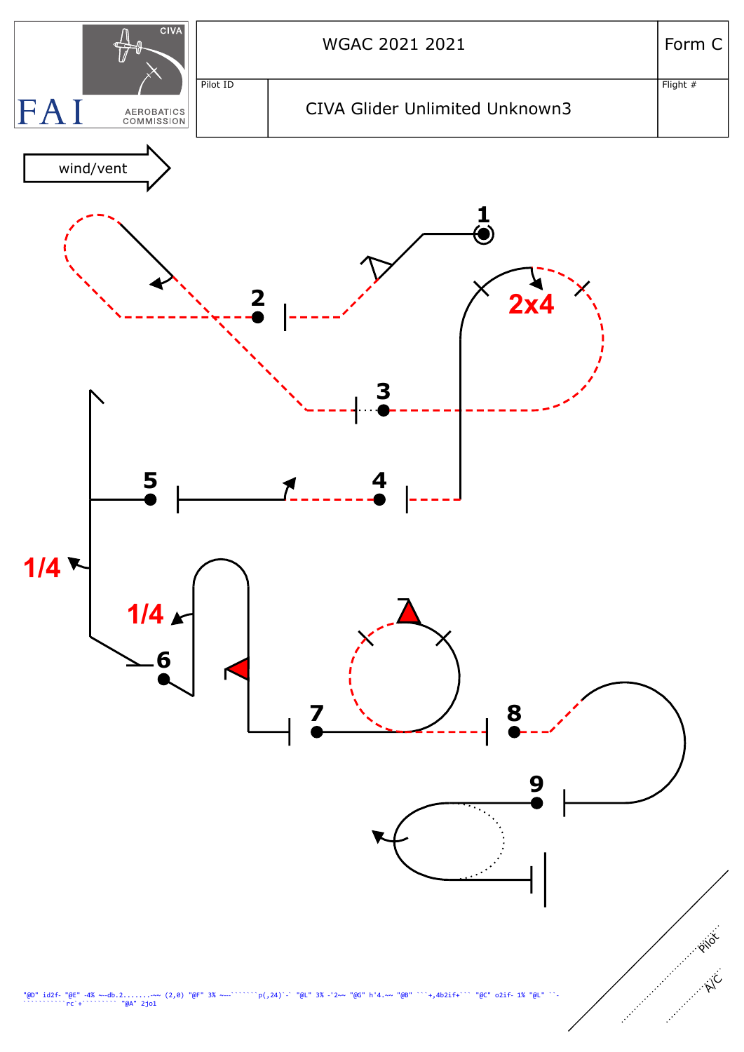| | WGAC 2021 2021 | Form C |
|---|---|---|
| Pilot ID | CIVA Glider Unlimited Unknown3 | Flight # |

wind/vent

1

2

2x4

3

4

5

1/4

1/4

6

7

8

9

Pilot

A/C

"@D" id2f- "@E" -4% ~~db.2........-~~ (2,0) "@F" 3% ~~-```````p(,24)`-` "@L" 3% -'2~~ "@G" h'4.~~ "@B" ```+,4b2if+``` "@C" o2if- 1% "@L" ``-``````````rc`+`````````` "@A" 2jo1